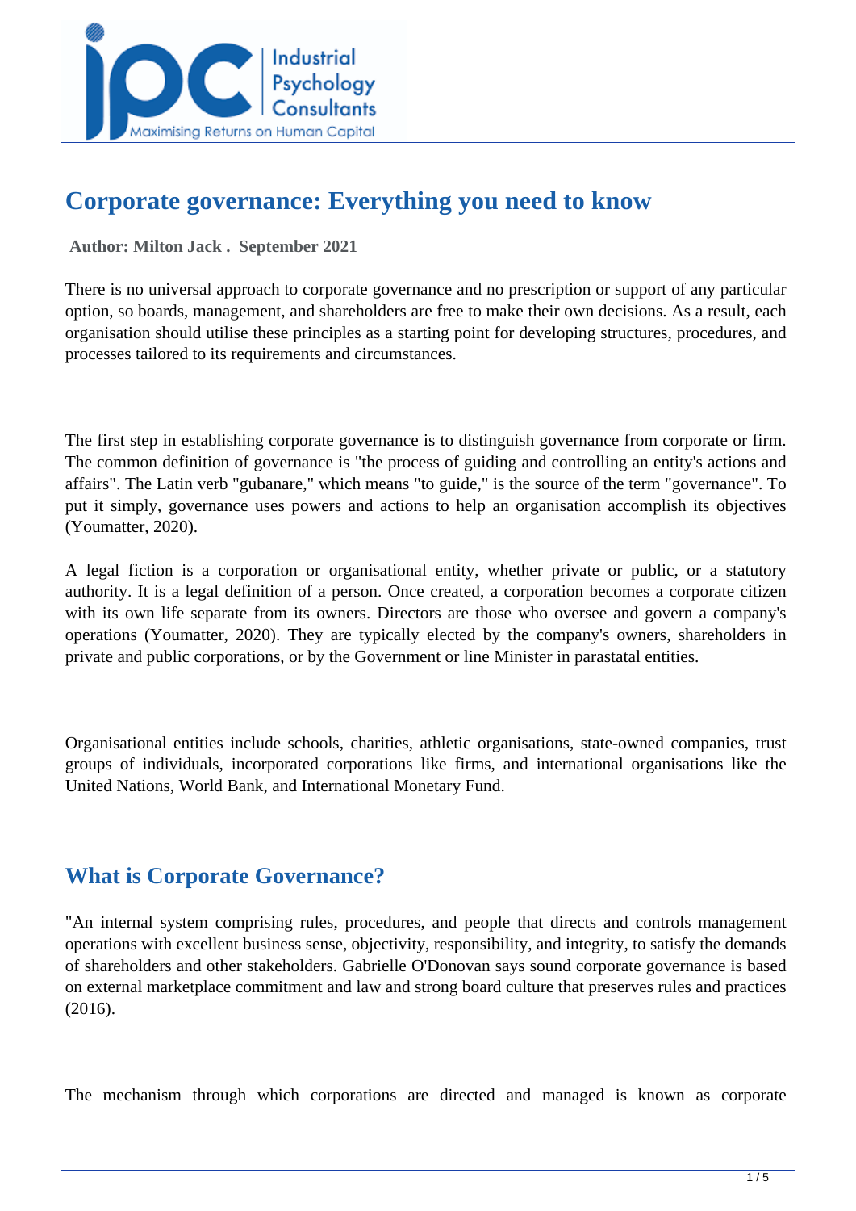# Corporate governance: Everything you need to know

**Author: Milton Jack . September 2021**

There is no universal approach to corporate governance and no prescription or support of any particular option, so boards, management, and shareholders are free to make their own decisions. As a result, each organisation should utilise these principles as a starting point for developing structures, procedures, and processes tailored to its requirements and circumstances.

The first step in establishing corporate governance is to distinguish governance from corporate or firm. The common definition of governance is "the process of guiding and controlling an entity's actions and affairs". The Latin verb "gubanare," which means "to guide," is the source of the term "governance". To put it simply, governance uses powers and actions to help an organisation accomplish its objectives (Youmatter, 2020).

A legal fiction is a corporation or organisational entity, whether private or public, or a statutory authority. It is a legal definition of a person. Once created, a corporation becomes a corporate citizen with its own life separate from its owners. Directors are those who oversee and govern a company's operations (Youmatter, 2020). They are typically elected by the company's owners, shareholders in private and public corporations, or by the Government or line Minister in parastatal entities.

Organisational entities include schools, charities, athletic organisations, state-owned companies, trust groups of individuals, incorporated corporations like firms, and international organisations like the United Nations, World Bank, and International Monetary Fund.

## What is Corporate Governance?

"An internal system comprising rules, procedures, and people that directs and controls management operations with excellent business sense, objectivity, responsibility, and integrity, to satisfy the demands of shareholders and other stakeholders. Gabrielle O'Donovan says sound corporate governance is based on external marketplace commitment and law and strong board culture that preserves rules and practices (2016).

The mechanism through which corporations are directed and managed is known as corporate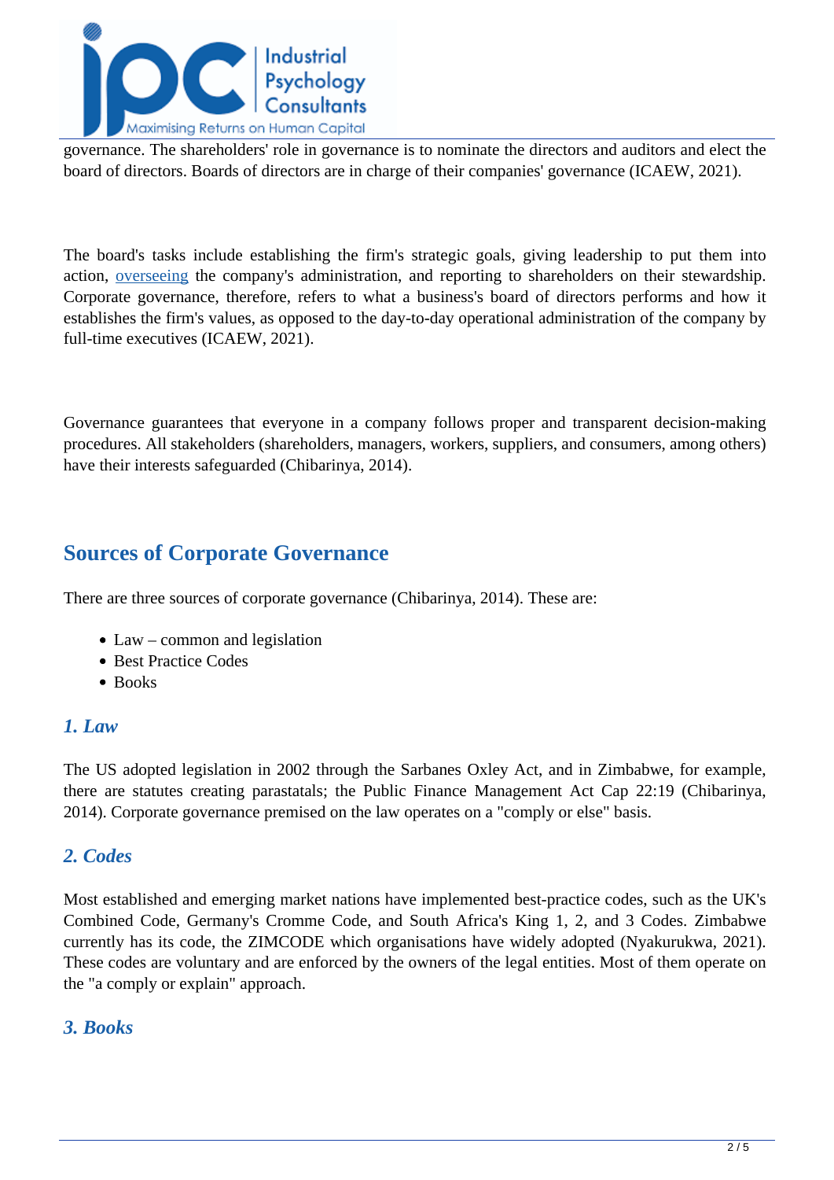governance. The shareholders' role in governance is to nominate the directors and auditors and elect the board of directors. Boards of directors are in charge of their companies' governance (ICAEW, 2021).

The board's tasks include establishing the firm's strategic goals, giving leadership to put them into action, overseeing the company's administration, and reporting to shareholders on their stewardship. Corporate governance, therefore, refers to what a business's board of directors performs and how it establishes the firm's values, as opposed to the day-to-day operational administration of the company by full-time executives (ICAEW, 2021).

Governance guarantees that everyone in a company follows proper and transparent decision-making procedures. All stakeholders (shareholders, managers, workers, suppliers, and consumers, among others) have their interests safeguarded (Chibarinya, 2014).

## Sources of Corporate Governance

There are three sources of corporate governance (Chibarinya, 2014). These are:

- Law – common and legislation
- Best Practice Codes
- Books

### *1. Law*

The US adopted legislation in 2002 through the Sarbanes Oxley Act, and in Zimbabwe, for example, there are statutes creating parastatals; the Public Finance Management Act Cap 22:19 (Chibarinya, 2014). Corporate governance premised on the law operates on a "comply or else" basis.

### *2. Codes*

Most established and emerging market nations have implemented best-practice codes, such as the UK's Combined Code, Germany's Cromme Code, and South Africa's King 1, 2, and 3 Codes. Zimbabwe currently has its code, the ZIMCODE which organisations have widely adopted (Nyakurukwa, 2021). These codes are voluntary and are enforced by the owners of the legal entities. Most of them operate on the "a comply or explain" approach.

### *3. Books*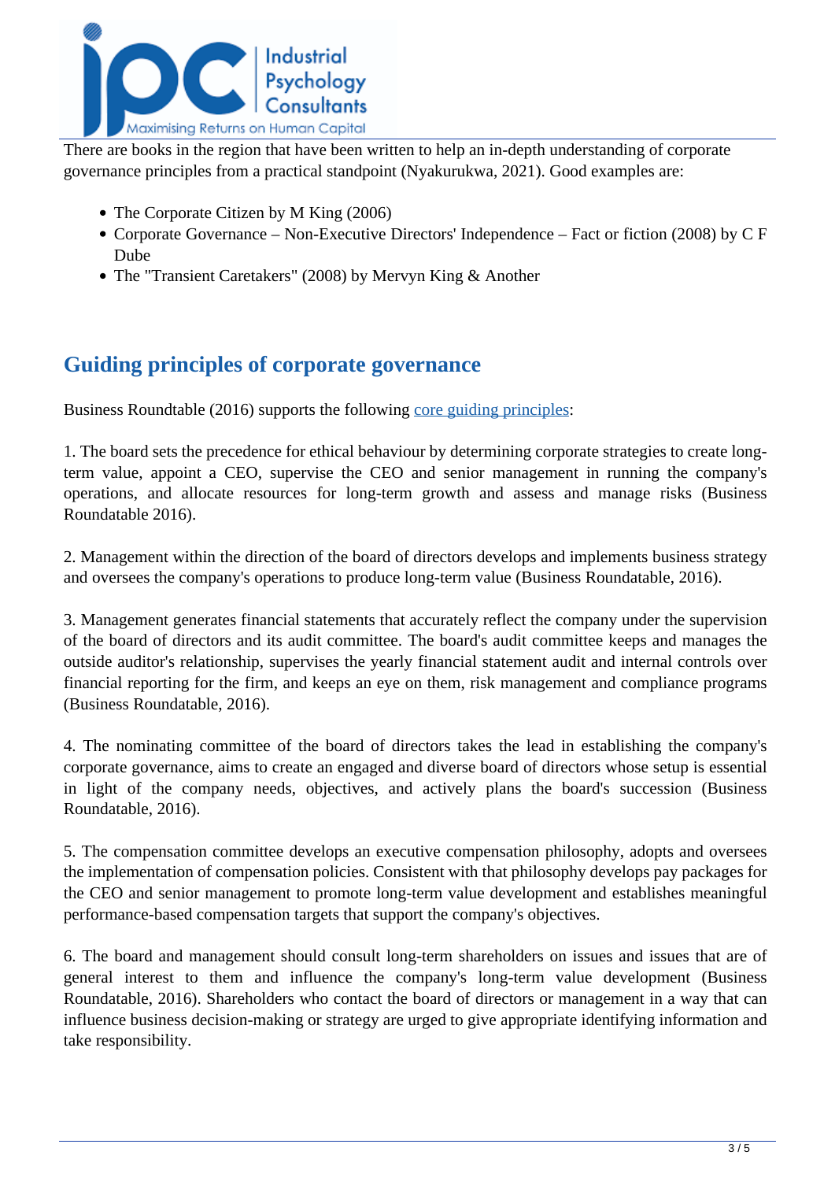There are books in the region that have been written to help an in-depth understanding of corporate governance principles from a practical standpoint (Nyakurukwa, 2021). Good examples are:

- The Corporate Citizen by M King (2006)
- Corporate Governance – Non-Executive Directors' Independence – Fact or fiction (2008) by C F Dube
- The "Transient Caretakers" (2008) by Mervyn King & Another

## Guiding principles of corporate governance

Business Roundtable (2016) supports the following core guiding principles:

1. The board sets the precedence for ethical behaviour by determining corporate strategies to create long-term value, appoint a CEO, supervise the CEO and senior management in running the company's operations, and allocate resources for long-term growth and assess and manage risks (Business Roundatable 2016).

2. Management within the direction of the board of directors develops and implements business strategy and oversees the company's operations to produce long-term value (Business Roundatable, 2016).

3. Management generates financial statements that accurately reflect the company under the supervision of the board of directors and its audit committee. The board's audit committee keeps and manages the outside auditor's relationship, supervises the yearly financial statement audit and internal controls over financial reporting for the firm, and keeps an eye on them, risk management and compliance programs (Business Roundatable, 2016).

4. The nominating committee of the board of directors takes the lead in establishing the company's corporate governance, aims to create an engaged and diverse board of directors whose setup is essential in light of the company needs, objectives, and actively plans the board's succession (Business Roundatable, 2016).

5. The compensation committee develops an executive compensation philosophy, adopts and oversees the implementation of compensation policies. Consistent with that philosophy develops pay packages for the CEO and senior management to promote long-term value development and establishes meaningful performance-based compensation targets that support the company's objectives.

6. The board and management should consult long-term shareholders on issues and issues that are of general interest to them and influence the company's long-term value development (Business Roundatable, 2016). Shareholders who contact the board of directors or management in a way that can influence business decision-making or strategy are urged to give appropriate identifying information and take responsibility.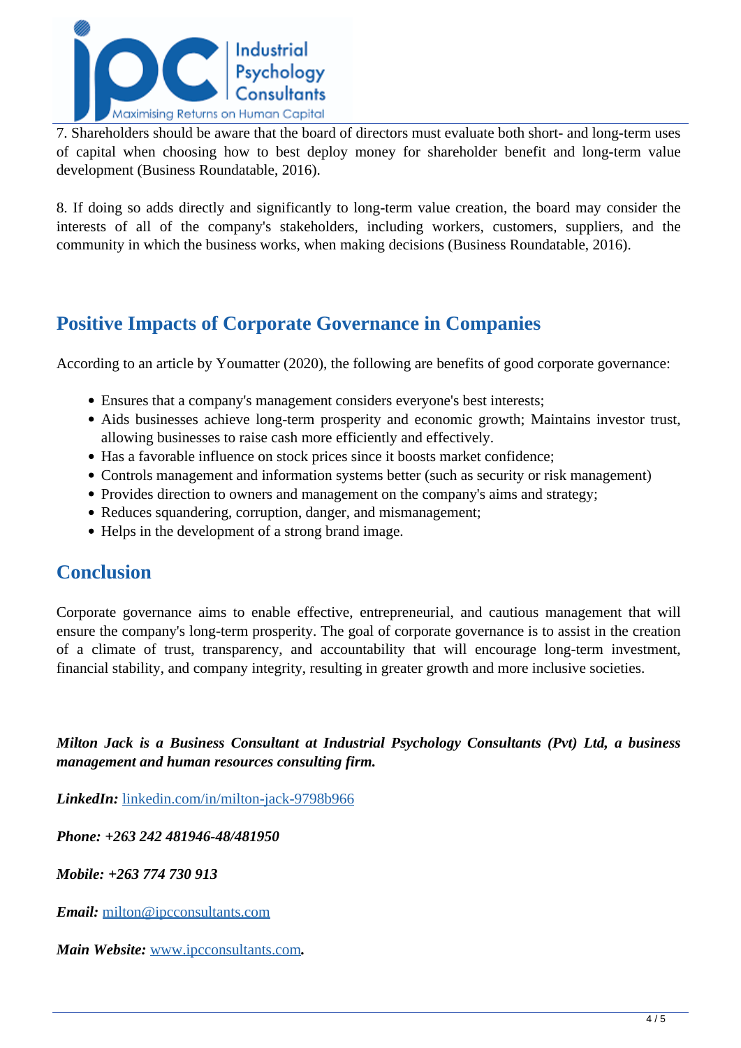7. Shareholders should be aware that the board of directors must evaluate both short- and long-term uses of capital when choosing how to best deploy money for shareholder benefit and long-term value development (Business Roundatable, 2016).

8. If doing so adds directly and significantly to long-term value creation, the board may consider the interests of all of the company's stakeholders, including workers, customers, suppliers, and the community in which the business works, when making decisions (Business Roundatable, 2016).

## Positive Impacts of Corporate Governance in Companies

According to an article by Youmatter (2020), the following are benefits of good corporate governance:

- Ensures that a company's management considers everyone's best interests;
- Aids businesses achieve long-term prosperity and economic growth; Maintains investor trust, allowing businesses to raise cash more efficiently and effectively.
- Has a favorable influence on stock prices since it boosts market confidence;
- Controls management and information systems better (such as security or risk management)
- Provides direction to owners and management on the company's aims and strategy;
- Reduces squandering, corruption, danger, and mismanagement;
- Helps in the development of a strong brand image.

## Conclusion

Corporate governance aims to enable effective, entrepreneurial, and cautious management that will ensure the company's long-term prosperity. The goal of corporate governance is to assist in the creation of a climate of trust, transparency, and accountability that will encourage long-term investment, financial stability, and company integrity, resulting in greater growth and more inclusive societies.

***Milton Jack is a Business Consultant at Industrial Psychology Consultants (Pvt) Ltd, a business management and human resources consulting firm.***

***LinkedIn:*** [linkedin.com/in/milton-jack-9798b966](https://linkedin.com/in/milton-jack-9798b966)

***Phone: +263 242 481946-48/481950***

***Mobile: +263 774 730 913***

***Email:*** [milton@ipcconsultants.com](mailto:milton@ipcconsultants.com)

***Main Website:*** [www.ipcconsultants.com](http://www.ipcconsultants.com)***.***